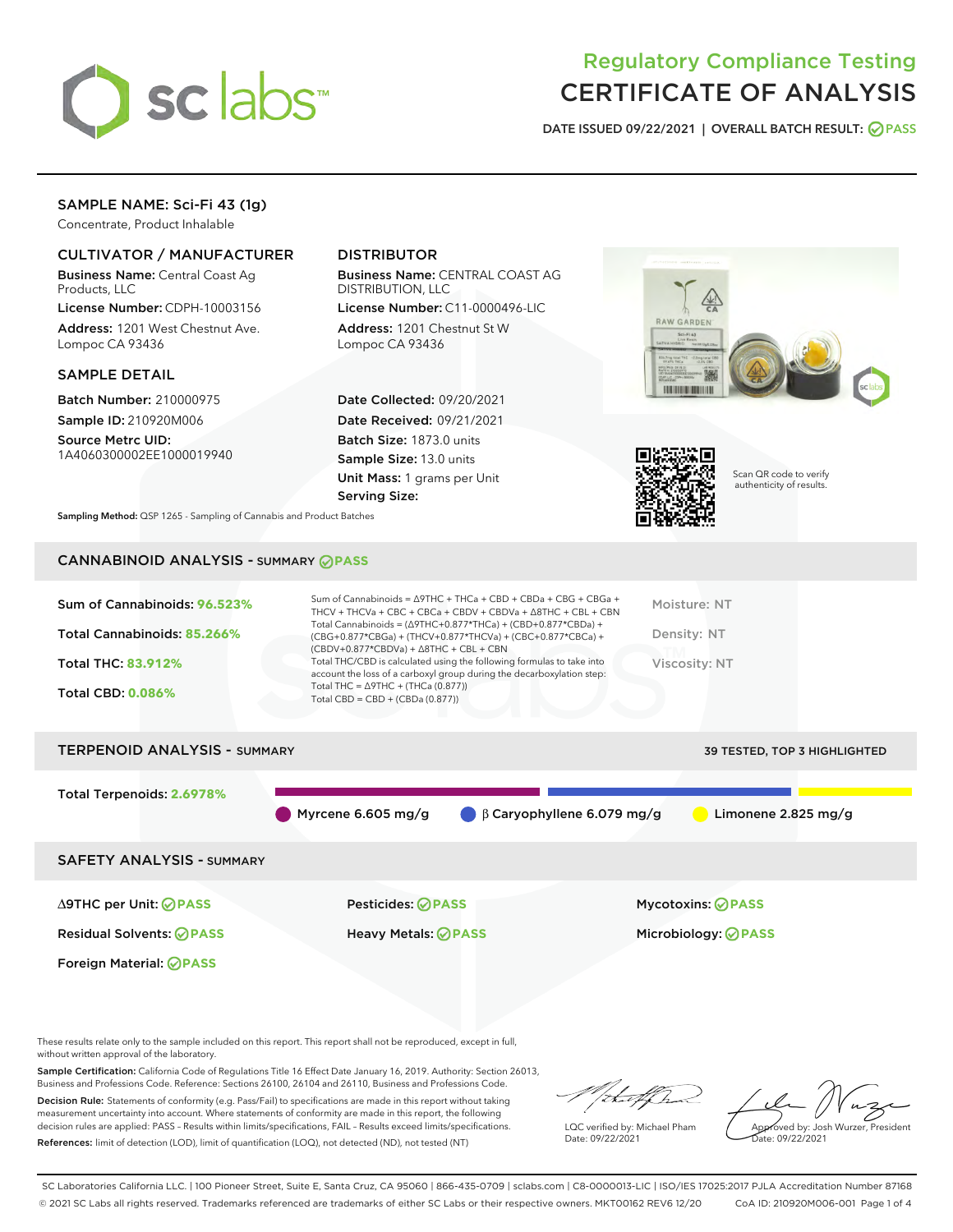# Regulatory Compliance Testing
# CERTIFICATE OF ANALYSIS

DATE ISSUED 09/22/2021 | OVERALL BATCH RESULT: PASS

## SAMPLE NAME: Sci-Fi 43 (1g)

Concentrate, Product Inhalable

### CULTIVATOR / MANUFACTURER

**Business Name:** Central Coast Ag Products, LLC

**License Number:** CDPH-10003156

**Address:** 1201 West Chestnut Ave. Lompoc CA 93436

### DISTRIBUTOR

**Business Name:** CENTRAL COAST AG DISTRIBUTION, LLC

**License Number:** C11-0000496-LIC

**Address:** 1201 Chestnut St W Lompoc CA 93436

### SAMPLE DETAIL

**Batch Number:** 210000975

**Sample ID:** 210920M006

**Source Metrc UID:** 1A4060300002EE1000019940

**Date Collected:** 09/20/2021

**Date Received:** 09/21/2021

**Batch Size:** 1873.0 units

**Sample Size:** 13.0 units

**Unit Mass:** 1 grams per Unit

**Serving Size:**

**Sampling Method:** QSP 1265 - Sampling of Cannabis and Product Batches

Scan QR code to verify authenticity of results.

## CANNABINOID ANALYSIS - SUMMARY PASS

**Sum of Cannabinoids:** 96.523%

**Total Cannabinoids:** 85.266%

**Total THC:** 83.912%

**Total CBD:** 0.086%

Sum of Cannabinoids = Δ9THC + THCa + CBD + CBDa + CBG + CBGa + THCV + THCVa + CBC + CBCa + CBDV + CBDVa + Δ8THC + CBL + CBN

Total Cannabinoids = (Δ9THC+0.877*THCa) + (CBD+0.877*CBDa) + (CBG+0.877*CBGa) + (THCV+0.877*THCVa) + (CBC+0.877*CBCa) + (CBDV+0.877*CBDVa) + Δ8THC + CBL + CBN

Total THC/CBD is calculated using the following formulas to take into account the loss of a carboxyl group during the decarboxylation step:

Total THC = Δ9THC + (THCa (0.877))

Total CBD = CBD + (CBDa (0.877))

Moisture: NT

Density: NT

Viscosity: NT

## TERPENOID ANALYSIS - SUMMARY

39 TESTED, TOP 3 HIGHLIGHTED

**Total Terpenoids:** 2.6978%

Myrcene 6.605 mg/g | β Caryophyllene 6.079 mg/g | Limonene 2.825 mg/g

## SAFETY ANALYSIS - SUMMARY

| | | |
|---|---|---|
| Δ9THC per Unit: PASS | Pesticides: PASS | Mycotoxins: PASS |
| Residual Solvents: PASS | Heavy Metals: PASS | Microbiology: PASS |
| Foreign Material: PASS | | |

These results relate only to the sample included on this report. This report shall not be reproduced, except in full, without written approval of the laboratory.

**Sample Certification:** California Code of Regulations Title 16 Effect Date January 16, 2019. Authority: Section 26013, Business and Professions Code. Reference: Sections 26100, 26104 and 26110, Business and Professions Code.

**Decision Rule:** Statements of conformity (e.g. Pass/Fail) to specifications are made in this report without taking measurement uncertainty into account. Where statements of conformity are made in this report, the following decision rules are applied: PASS – Results within limits/specifications, FAIL – Results exceed limits/specifications.

**References:** limit of detection (LOD), limit of quantification (LOQ), not detected (ND), not tested (NT)

LQC verified by: Michael Pham
Date: 09/22/2021

Approved by: Josh Wurzer, President
Date: 09/22/2021

SC Laboratories California LLC. | 100 Pioneer Street, Suite E, Santa Cruz, CA 95060 | 866-435-0709 | sclabs.com | C8-0000013-LIC | ISO/IES 17025:2017 PJLA Accreditation Number 87168
© 2021 SC Labs all rights reserved. Trademarks referenced are trademarks of either SC Labs or their respective owners. MKT00162 REV6 12/20 CoA ID: 210920M006-001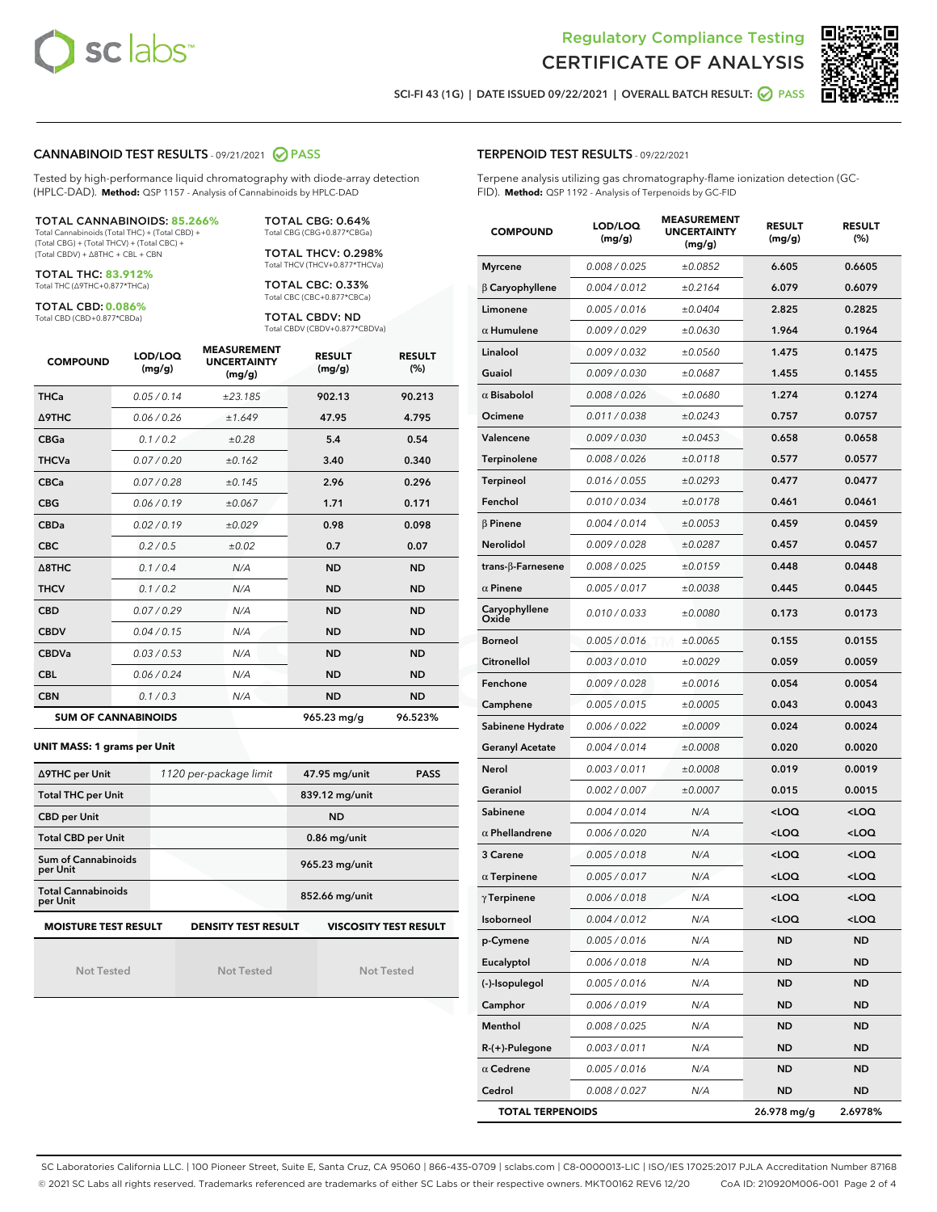Regulatory Compliance Testing

# CERTIFICATE OF ANALYSIS

SCI-FI 43 (1G) | DATE ISSUED 09/22/2021 | OVERALL BATCH RESULT: PASS

## CANNABINOID TEST RESULTS - 09/21/2021 PASS

Tested by high-performance liquid chromatography with diode-array detection (HPLC-DAD). **Method:** QSP 1157 - Analysis of Cannabinoids by HPLC-DAD

**TOTAL CANNABINOIDS: 85.266%**
Total Cannabinoids (Total THC) + (Total CBD) + (Total CBG) + (Total THCV) + (Total CBC) + (Total CBDV) + Δ8THC + CBL + CBN

**TOTAL THC: 83.912%**
Total THC (Δ9THC+0.877*THCa)

**TOTAL CBD: 0.086%**
Total CBD (CBD+0.877*CBDa)

**TOTAL CBG: 0.64%**
Total CBG (CBG+0.877*CBGa)

**TOTAL THCV: 0.298%**
Total THCV (THCV+0.877*THCVa)

**TOTAL CBC: 0.33%**
Total CBC (CBC+0.877*CBCa)

**TOTAL CBDV: ND**
Total CBDV (CBDV+0.877*CBDVa)

| COMPOUND | LOD/LOQ (mg/g) | MEASUREMENT UNCERTAINTY (mg/g) | RESULT (mg/g) | RESULT (%) |
|---|---|---|---|---|
| THCa | 0.05 / 0.14 | ±23.185 | 902.13 | 90.213 |
| Δ9THC | 0.06 / 0.26 | ±1.649 | 47.95 | 4.795 |
| CBGa | 0.1 / 0.2 | ±0.28 | 5.4 | 0.54 |
| THCVa | 0.07 / 0.20 | ±0.162 | 3.40 | 0.340 |
| CBCa | 0.07 / 0.28 | ±0.145 | 2.96 | 0.296 |
| CBG | 0.06 / 0.19 | ±0.067 | 1.71 | 0.171 |
| CBDa | 0.02 / 0.19 | ±0.029 | 0.98 | 0.098 |
| CBC | 0.2 / 0.5 | ±0.02 | 0.7 | 0.07 |
| Δ8THC | 0.1 / 0.4 | N/A | ND | ND |
| THCV | 0.1 / 0.2 | N/A | ND | ND |
| CBD | 0.07 / 0.29 | N/A | ND | ND |
| CBDV | 0.04 / 0.15 | N/A | ND | ND |
| CBDVa | 0.03 / 0.53 | N/A | ND | ND |
| CBL | 0.06 / 0.24 | N/A | ND | ND |
| CBN | 0.1 / 0.3 | N/A | ND | ND |
| **SUM OF CANNABINOIDS** | | | **965.23 mg/g** | **96.523%** |

### UNIT MASS: 1 grams per Unit

| | | | |
|---|---|---|---|
| Δ9THC per Unit | 1120 per-package limit | 47.95 mg/unit | PASS |
| Total THC per Unit | | 839.12 mg/unit | |
| CBD per Unit | | ND | |
| Total CBD per Unit | | 0.86 mg/unit | |
| Sum of Cannabinoids per Unit | | 965.23 mg/unit | |
| Total Cannabinoids per Unit | | 852.66 mg/unit | |

| MOISTURE TEST RESULT | DENSITY TEST RESULT | VISCOSITY TEST RESULT |
|---|---|---|
| Not Tested | Not Tested | Not Tested |

## TERPENOID TEST RESULTS - 09/22/2021

Terpene analysis utilizing gas chromatography-flame ionization detection (GC-FID). **Method:** QSP 1192 - Analysis of Terpenoids by GC-FID

| COMPOUND | LOD/LOQ (mg/g) | MEASUREMENT UNCERTAINTY (mg/g) | RESULT (mg/g) | RESULT (%) |
|---|---|---|---|---|
| Myrcene | 0.008 / 0.025 | ±0.0852 | 6.605 | 0.6605 |
| β Caryophyllene | 0.004 / 0.012 | ±0.2164 | 6.079 | 0.6079 |
| Limonene | 0.005 / 0.016 | ±0.0404 | 2.825 | 0.2825 |
| α Humulene | 0.009 / 0.029 | ±0.0630 | 1.964 | 0.1964 |
| Linalool | 0.009 / 0.032 | ±0.0560 | 1.475 | 0.1475 |
| Guaiol | 0.009 / 0.030 | ±0.0687 | 1.455 | 0.1455 |
| α Bisabolol | 0.008 / 0.026 | ±0.0680 | 1.274 | 0.1274 |
| Ocimene | 0.011 / 0.038 | ±0.0243 | 0.757 | 0.0757 |
| Valencene | 0.009 / 0.030 | ±0.0453 | 0.658 | 0.0658 |
| Terpinolene | 0.008 / 0.026 | ±0.0118 | 0.577 | 0.0577 |
| Terpineol | 0.016 / 0.055 | ±0.0293 | 0.477 | 0.0477 |
| Fenchol | 0.010 / 0.034 | ±0.0178 | 0.461 | 0.0461 |
| β Pinene | 0.004 / 0.014 | ±0.0053 | 0.459 | 0.0459 |
| Nerolidol | 0.009 / 0.028 | ±0.0287 | 0.457 | 0.0457 |
| trans-β-Farnesene | 0.008 / 0.025 | ±0.0159 | 0.448 | 0.0448 |
| α Pinene | 0.005 / 0.017 | ±0.0038 | 0.445 | 0.0445 |
| Caryophyllene Oxide | 0.010 / 0.033 | ±0.0080 | 0.173 | 0.0173 |
| Borneol | 0.005 / 0.016 | ±0.0065 | 0.155 | 0.0155 |
| Citronellol | 0.003 / 0.010 | ±0.0029 | 0.059 | 0.0059 |
| Fenchone | 0.009 / 0.028 | ±0.0016 | 0.054 | 0.0054 |
| Camphene | 0.005 / 0.015 | ±0.0005 | 0.043 | 0.0043 |
| Sabinene Hydrate | 0.006 / 0.022 | ±0.0009 | 0.024 | 0.0024 |
| Geranyl Acetate | 0.004 / 0.014 | ±0.0008 | 0.020 | 0.0020 |
| Nerol | 0.003 / 0.011 | ±0.0008 | 0.019 | 0.0019 |
| Geraniol | 0.002 / 0.007 | ±0.0007 | 0.015 | 0.0015 |
| Sabinene | 0.004 / 0.014 | N/A | <LOQ | <LOQ |
| α Phellandrene | 0.006 / 0.020 | N/A | <LOQ | <LOQ |
| 3 Carene | 0.005 / 0.018 | N/A | <LOQ | <LOQ |
| α Terpinene | 0.005 / 0.017 | N/A | <LOQ | <LOQ |
| γ Terpinene | 0.006 / 0.018 | N/A | <LOQ | <LOQ |
| Isoborneol | 0.004 / 0.012 | N/A | <LOQ | <LOQ |
| p-Cymene | 0.005 / 0.016 | N/A | ND | ND |
| Eucalyptol | 0.006 / 0.018 | N/A | ND | ND |
| (-)-Isopulegol | 0.005 / 0.016 | N/A | ND | ND |
| Camphor | 0.006 / 0.019 | N/A | ND | ND |
| Menthol | 0.008 / 0.025 | N/A | ND | ND |
| R-(+)-Pulegone | 0.003 / 0.011 | N/A | ND | ND |
| α Cedrene | 0.005 / 0.016 | N/A | ND | ND |
| Cedrol | 0.008 / 0.027 | N/A | ND | ND |
| **TOTAL TERPENOIDS** | | | **26.978 mg/g** | **2.6978%** |

SC Laboratories California LLC. | 100 Pioneer Street, Suite E, Santa Cruz, CA 95060 | 866-435-0709 | sclabs.com | C8-0000013-LIC | ISO/IES 17025:2017 PJLA Accreditation Number 87168
© 2021 SC Labs all rights reserved. Trademarks referenced are trademarks of either SC Labs or their respective owners. MKT00162 REV6 12/20 CoA ID: 210920M006-001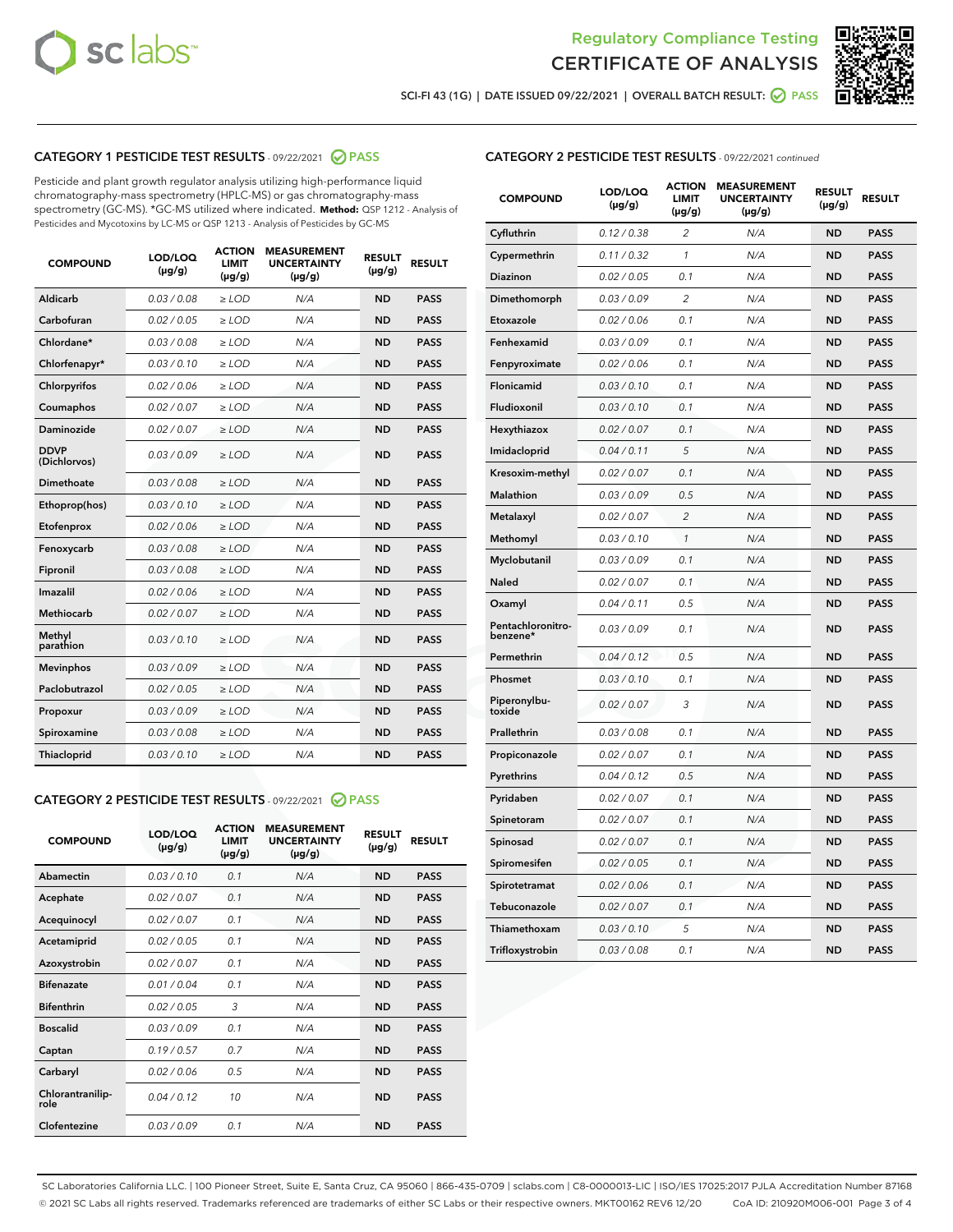Regulatory Compliance Testing

# CERTIFICATE OF ANALYSIS

SCI-FI 43 (1G) | DATE ISSUED 09/22/2021 | OVERALL BATCH RESULT: PASS

## CATEGORY 1 PESTICIDE TEST RESULTS - 09/22/2021 PASS

Pesticide and plant growth regulator analysis utilizing high-performance liquid chromatography-mass spectrometry (HPLC-MS) or gas chromatography-mass spectrometry (GC-MS). *GC-MS utilized where indicated. **Method:** QSP 1212 - Analysis of Pesticides and Mycotoxins by LC-MS or QSP 1213 - Analysis of Pesticides by GC-MS

| COMPOUND | LOD/LOQ (µg/g) | ACTION LIMIT (µg/g) | MEASUREMENT UNCERTAINTY (µg/g) | RESULT (µg/g) | RESULT |
|---|---|---|---|---|---|
| Aldicarb | 0.03 / 0.08 | ≥ LOD | N/A | ND | PASS |
| Carbofuran | 0.02 / 0.05 | ≥ LOD | N/A | ND | PASS |
| Chlordane* | 0.03 / 0.08 | ≥ LOD | N/A | ND | PASS |
| Chlorfenapyr* | 0.03 / 0.10 | ≥ LOD | N/A | ND | PASS |
| Chlorpyrifos | 0.02 / 0.06 | ≥ LOD | N/A | ND | PASS |
| Coumaphos | 0.02 / 0.07 | ≥ LOD | N/A | ND | PASS |
| Daminozide | 0.02 / 0.07 | ≥ LOD | N/A | ND | PASS |
| DDVP (Dichlorvos) | 0.03 / 0.09 | ≥ LOD | N/A | ND | PASS |
| Dimethoate | 0.03 / 0.08 | ≥ LOD | N/A | ND | PASS |
| Ethoprop(hos) | 0.03 / 0.10 | ≥ LOD | N/A | ND | PASS |
| Etofenprox | 0.02 / 0.06 | ≥ LOD | N/A | ND | PASS |
| Fenoxycarb | 0.03 / 0.08 | ≥ LOD | N/A | ND | PASS |
| Fipronil | 0.03 / 0.08 | ≥ LOD | N/A | ND | PASS |
| Imazalil | 0.02 / 0.06 | ≥ LOD | N/A | ND | PASS |
| Methiocarb | 0.02 / 0.07 | ≥ LOD | N/A | ND | PASS |
| Methyl parathion | 0.03 / 0.10 | ≥ LOD | N/A | ND | PASS |
| Mevinphos | 0.03 / 0.09 | ≥ LOD | N/A | ND | PASS |
| Paclobutrazol | 0.02 / 0.05 | ≥ LOD | N/A | ND | PASS |
| Propoxur | 0.03 / 0.09 | ≥ LOD | N/A | ND | PASS |
| Spiroxamine | 0.03 / 0.08 | ≥ LOD | N/A | ND | PASS |
| Thiacloprid | 0.03 / 0.10 | ≥ LOD | N/A | ND | PASS |

## CATEGORY 2 PESTICIDE TEST RESULTS - 09/22/2021 PASS

| COMPOUND | LOD/LOQ (µg/g) | ACTION LIMIT (µg/g) | MEASUREMENT UNCERTAINTY (µg/g) | RESULT (µg/g) | RESULT |
|---|---|---|---|---|---|
| Abamectin | 0.03 / 0.10 | 0.1 | N/A | ND | PASS |
| Acephate | 0.02 / 0.07 | 0.1 | N/A | ND | PASS |
| Acequinocyl | 0.02 / 0.07 | 0.1 | N/A | ND | PASS |
| Acetamiprid | 0.02 / 0.05 | 0.1 | N/A | ND | PASS |
| Azoxystrobin | 0.02 / 0.07 | 0.1 | N/A | ND | PASS |
| Bifenazate | 0.01 / 0.04 | 0.1 | N/A | ND | PASS |
| Bifenthrin | 0.02 / 0.05 | 3 | N/A | ND | PASS |
| Boscalid | 0.03 / 0.09 | 0.1 | N/A | ND | PASS |
| Captan | 0.19 / 0.57 | 0.7 | N/A | ND | PASS |
| Carbaryl | 0.02 / 0.06 | 0.5 | N/A | ND | PASS |
| Chlorantraniliprole | 0.04 / 0.12 | 10 | N/A | ND | PASS |
| Clofentezine | 0.03 / 0.09 | 0.1 | N/A | ND | PASS |
| Cyfluthrin | 0.12 / 0.38 | 2 | N/A | ND | PASS |
| Cypermethrin | 0.11 / 0.32 | 1 | N/A | ND | PASS |
| Diazinon | 0.02 / 0.05 | 0.1 | N/A | ND | PASS |
| Dimethomorph | 0.03 / 0.09 | 2 | N/A | ND | PASS |
| Etoxazole | 0.02 / 0.06 | 0.1 | N/A | ND | PASS |
| Fenhexamid | 0.03 / 0.09 | 0.1 | N/A | ND | PASS |
| Fenpyroximate | 0.02 / 0.06 | 0.1 | N/A | ND | PASS |
| Flonicamid | 0.03 / 0.10 | 0.1 | N/A | ND | PASS |
| Fludioxonil | 0.03 / 0.10 | 0.1 | N/A | ND | PASS |
| Hexythiazox | 0.02 / 0.07 | 0.1 | N/A | ND | PASS |
| Imidacloprid | 0.04 / 0.11 | 5 | N/A | ND | PASS |
| Kresoxim-methyl | 0.02 / 0.07 | 0.1 | N/A | ND | PASS |
| Malathion | 0.03 / 0.09 | 0.5 | N/A | ND | PASS |
| Metalaxyl | 0.02 / 0.07 | 2 | N/A | ND | PASS |
| Methomyl | 0.03 / 0.10 | 1 | N/A | ND | PASS |
| Myclobutanil | 0.03 / 0.09 | 0.1 | N/A | ND | PASS |
| Naled | 0.02 / 0.07 | 0.1 | N/A | ND | PASS |
| Oxamyl | 0.04 / 0.11 | 0.5 | N/A | ND | PASS |
| Pentachloronitrobenzene* | 0.03 / 0.09 | 0.1 | N/A | ND | PASS |
| Permethrin | 0.04 / 0.12 | 0.5 | N/A | ND | PASS |
| Phosmet | 0.03 / 0.10 | 0.1 | N/A | ND | PASS |
| Piperonylbutoxide | 0.02 / 0.07 | 3 | N/A | ND | PASS |
| Prallethrin | 0.03 / 0.08 | 0.1 | N/A | ND | PASS |
| Propiconazole | 0.02 / 0.07 | 0.1 | N/A | ND | PASS |
| Pyrethrins | 0.04 / 0.12 | 0.5 | N/A | ND | PASS |
| Pyridaben | 0.02 / 0.07 | 0.1 | N/A | ND | PASS |
| Spinetoram | 0.02 / 0.07 | 0.1 | N/A | ND | PASS |
| Spinosad | 0.02 / 0.07 | 0.1 | N/A | ND | PASS |
| Spiromesifen | 0.02 / 0.05 | 0.1 | N/A | ND | PASS |
| Spirotetramat | 0.02 / 0.06 | 0.1 | N/A | ND | PASS |
| Tebuconazole | 0.02 / 0.07 | 0.1 | N/A | ND | PASS |
| Thiamethoxam | 0.03 / 0.10 | 5 | N/A | ND | PASS |
| Trifloxystrobin | 0.03 / 0.08 | 0.1 | N/A | ND | PASS |

SC Laboratories California LLC. | 100 Pioneer Street, Suite E, Santa Cruz, CA 95060 | 866-435-0709 | sclabs.com | C8-0000013-LIC | ISO/IES 17025:2017 PJLA Accreditation Number 87168
© 2021 SC Labs all rights reserved. Trademarks referenced are trademarks of either SC Labs or their respective owners. MKT00162 REV6 12/20 CoA ID: 210920M006-001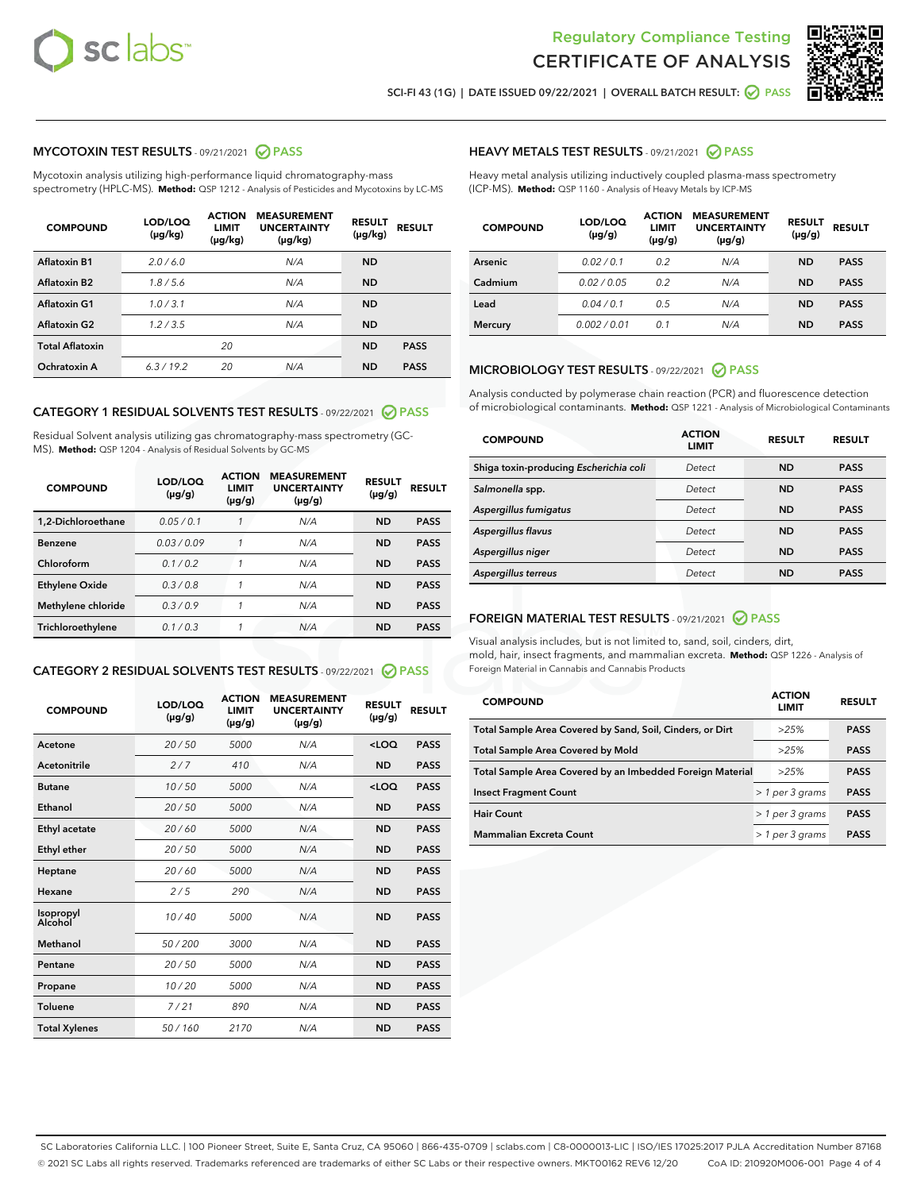Regulatory Compliance Testing
CERTIFICATE OF ANALYSIS

SCI-FI 43 (1G) | DATE ISSUED 09/22/2021 | OVERALL BATCH RESULT: PASS

## MYCOTOXIN TEST RESULTS - 09/21/2021 PASS

Mycotoxin analysis utilizing high-performance liquid chromatography-mass spectrometry (HPLC-MS). **Method:** QSP 1212 - Analysis of Pesticides and Mycotoxins by LC-MS

| COMPOUND | LOD/LOQ (µg/kg) | ACTION LIMIT (µg/kg) | MEASUREMENT UNCERTAINTY (µg/kg) | RESULT (µg/kg) | RESULT |
|---|---|---|---|---|---|
| Aflatoxin B1 | 2.0 / 6.0 | | N/A | ND | |
| Aflatoxin B2 | 1.8 / 5.6 | | N/A | ND | |
| Aflatoxin G1 | 1.0 / 3.1 | | N/A | ND | |
| Aflatoxin G2 | 1.2 / 3.5 | | N/A | ND | |
| Total Aflatoxin | | 20 | | ND | PASS |
| Ochratoxin A | 6.3 / 19.2 | 20 | N/A | ND | PASS |

## CATEGORY 1 RESIDUAL SOLVENTS TEST RESULTS - 09/22/2021 PASS

Residual Solvent analysis utilizing gas chromatography-mass spectrometry (GC-MS). **Method:** QSP 1204 - Analysis of Residual Solvents by GC-MS

| COMPOUND | LOD/LOQ (µg/g) | ACTION LIMIT (µg/g) | MEASUREMENT UNCERTAINTY (µg/g) | RESULT (µg/g) | RESULT |
|---|---|---|---|---|---|
| 1,2-Dichloroethane | 0.05 / 0.1 | 1 | N/A | ND | PASS |
| Benzene | 0.03 / 0.09 | 1 | N/A | ND | PASS |
| Chloroform | 0.1 / 0.2 | 1 | N/A | ND | PASS |
| Ethylene Oxide | 0.3 / 0.8 | 1 | N/A | ND | PASS |
| Methylene chloride | 0.3 / 0.9 | 1 | N/A | ND | PASS |
| Trichloroethylene | 0.1 / 0.3 | 1 | N/A | ND | PASS |

## CATEGORY 2 RESIDUAL SOLVENTS TEST RESULTS - 09/22/2021 PASS

| COMPOUND | LOD/LOQ (µg/g) | ACTION LIMIT (µg/g) | MEASUREMENT UNCERTAINTY (µg/g) | RESULT (µg/g) | RESULT |
|---|---|---|---|---|---|
| Acetone | 20 / 50 | 5000 | N/A | <LOQ | PASS |
| Acetonitrile | 2 / 7 | 410 | N/A | ND | PASS |
| Butane | 10 / 50 | 5000 | N/A | <LOQ | PASS |
| Ethanol | 20 / 50 | 5000 | N/A | ND | PASS |
| Ethyl acetate | 20 / 60 | 5000 | N/A | ND | PASS |
| Ethyl ether | 20 / 50 | 5000 | N/A | ND | PASS |
| Heptane | 20 / 60 | 5000 | N/A | ND | PASS |
| Hexane | 2 / 5 | 290 | N/A | ND | PASS |
| Isopropyl Alcohol | 10 / 40 | 5000 | N/A | ND | PASS |
| Methanol | 50 / 200 | 3000 | N/A | ND | PASS |
| Pentane | 20 / 50 | 5000 | N/A | ND | PASS |
| Propane | 10 / 20 | 5000 | N/A | ND | PASS |
| Toluene | 7 / 21 | 890 | N/A | ND | PASS |
| Total Xylenes | 50 / 160 | 2170 | N/A | ND | PASS |

## HEAVY METALS TEST RESULTS - 09/21/2021 PASS

Heavy metal analysis utilizing inductively coupled plasma-mass spectrometry (ICP-MS). **Method:** QSP 1160 - Analysis of Heavy Metals by ICP-MS

| COMPOUND | LOD/LOQ (µg/g) | ACTION LIMIT (µg/g) | MEASUREMENT UNCERTAINTY (µg/g) | RESULT (µg/g) | RESULT |
|---|---|---|---|---|---|
| Arsenic | 0.02 / 0.1 | 0.2 | N/A | ND | PASS |
| Cadmium | 0.02 / 0.05 | 0.2 | N/A | ND | PASS |
| Lead | 0.04 / 0.1 | 0.5 | N/A | ND | PASS |
| Mercury | 0.002 / 0.01 | 0.1 | N/A | ND | PASS |

## MICROBIOLOGY TEST RESULTS - 09/22/2021 PASS

Analysis conducted by polymerase chain reaction (PCR) and fluorescence detection of microbiological contaminants. **Method:** QSP 1221 - Analysis of Microbiological Contaminants

| COMPOUND | ACTION LIMIT | RESULT | RESULT |
|---|---|---|---|
| Shiga toxin-producing *Escherichia coli* | Detect | ND | PASS |
| *Salmonella* spp. | Detect | ND | PASS |
| *Aspergillus fumigatus* | Detect | ND | PASS |
| *Aspergillus flavus* | Detect | ND | PASS |
| *Aspergillus niger* | Detect | ND | PASS |
| *Aspergillus terreus* | Detect | ND | PASS |

## FOREIGN MATERIAL TEST RESULTS - 09/21/2021 PASS

Visual analysis includes, but is not limited to, sand, soil, cinders, dirt, mold, hair, insect fragments, and mammalian excreta. **Method:** QSP 1226 - Analysis of Foreign Material in Cannabis and Cannabis Products

| COMPOUND | ACTION LIMIT | RESULT |
|---|---|---|
| Total Sample Area Covered by Sand, Soil, Cinders, or Dirt | >25% | PASS |
| Total Sample Area Covered by Mold | >25% | PASS |
| Total Sample Area Covered by an Imbedded Foreign Material | >25% | PASS |
| Insect Fragment Count | > 1 per 3 grams | PASS |
| Hair Count | > 1 per 3 grams | PASS |
| Mammalian Excreta Count | > 1 per 3 grams | PASS |

SC Laboratories California LLC. | 100 Pioneer Street, Suite E, Santa Cruz, CA 95060 | 866-435-0709 | sclabs.com | C8-0000013-LIC | ISO/IES 17025:2017 PJLA Accreditation Number 87168
© 2021 SC Labs all rights reserved. Trademarks referenced are trademarks of either SC Labs or their respective owners. MKT00162 REV6 12/20 CoA ID: 210920M006-001